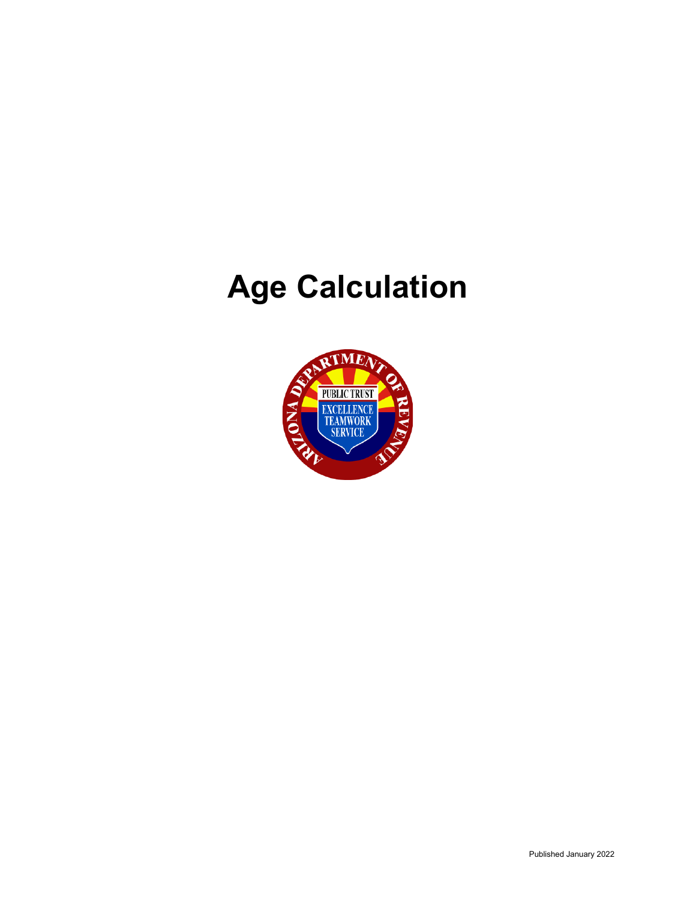# Age Calculation

Published January 2022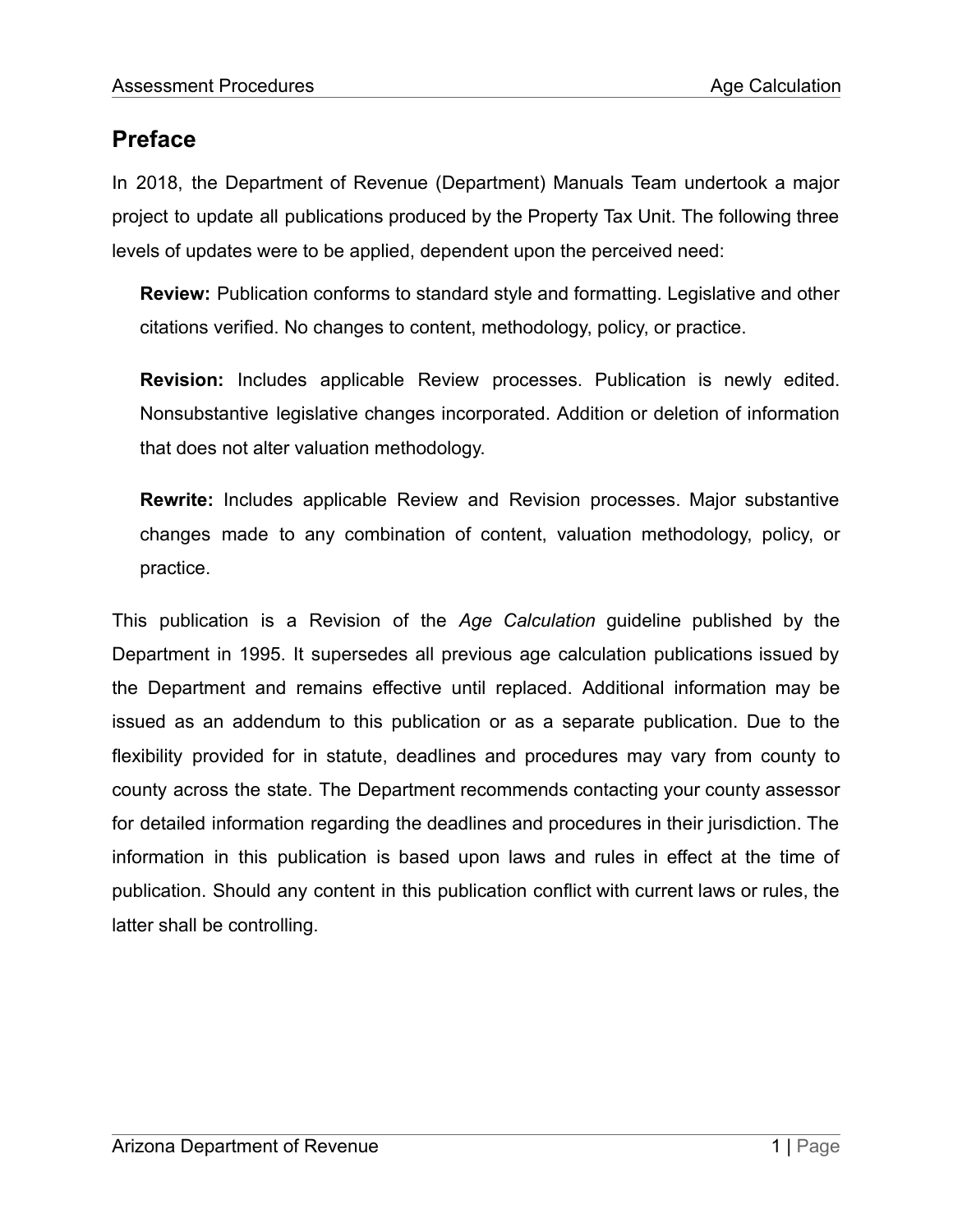## Preface

In 2018, the Department of Revenue (Department) Manuals Team undertook a major project to update all publications produced by the Property Tax Unit. The following three levels of updates were to be applied, dependent upon the perceived need:

**Review:** Publication conforms to standard style and formatting. Legislative and other citations verified. No changes to content, methodology, policy, or practice.

**Revision:** Includes applicable Review processes. Publication is newly edited. Nonsubstantive legislative changes incorporated. Addition or deletion of information that does not alter valuation methodology.

**Rewrite:** Includes applicable Review and Revision processes. Major substantive changes made to any combination of content, valuation methodology, policy, or practice.

This publication is a Revision of the *Age Calculation* guideline published by the Department in 1995. It supersedes all previous age calculation publications issued by the Department and remains effective until replaced. Additional information may be issued as an addendum to this publication or as a separate publication. Due to the flexibility provided for in statute, deadlines and procedures may vary from county to county across the state. The Department recommends contacting your county assessor for detailed information regarding the deadlines and procedures in their jurisdiction. The information in this publication is based upon laws and rules in effect at the time of publication. Should any content in this publication conflict with current laws or rules, the latter shall be controlling.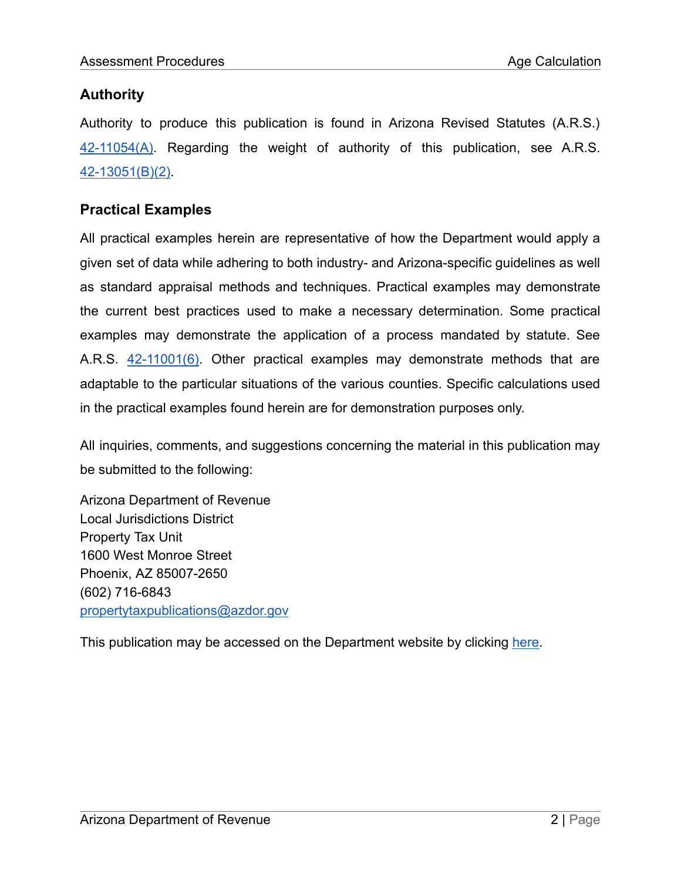## Authority

Authority to produce this publication is found in Arizona Revised Statutes (A.R.S.) [42-11054(A)](). Regarding the weight of authority of this publication, see A.R.S. [42-13051(B)(2)]().

## Practical Examples

All practical examples herein are representative of how the Department would apply a given set of data while adhering to both industry- and Arizona-specific guidelines as well as standard appraisal methods and techniques. Practical examples may demonstrate the current best practices used to make a necessary determination. Some practical examples may demonstrate the application of a process mandated by statute. See A.R.S. [42-11001(6)](). Other practical examples may demonstrate methods that are adaptable to the particular situations of the various counties. Specific calculations used in the practical examples found herein are for demonstration purposes only.

All inquiries, comments, and suggestions concerning the material in this publication may be submitted to the following:

Arizona Department of Revenue
Local Jurisdictions District
Property Tax Unit
1600 West Monroe Street
Phoenix, AZ 85007-2650
(602) 716-6843
propertytaxpublications@azdor.gov

This publication may be accessed on the Department website by clicking [here]().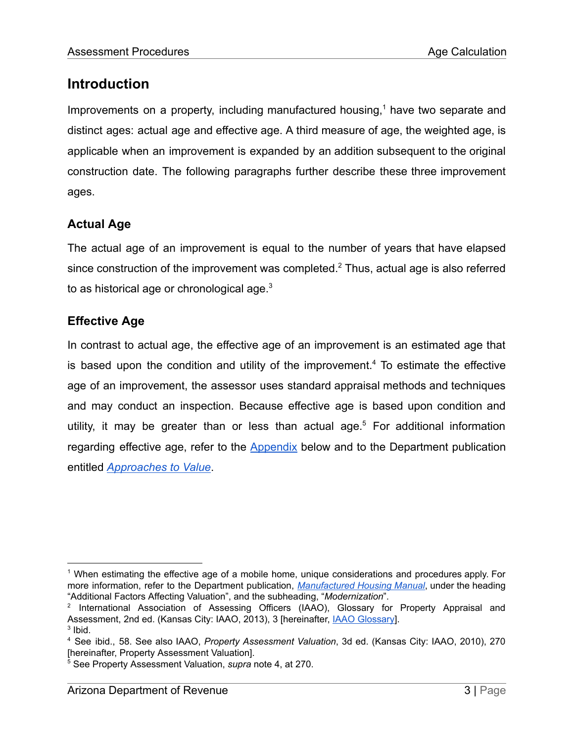## Introduction

Improvements on a property, including manufactured housing,[1] have two separate and distinct ages: actual age and effective age. A third measure of age, the weighted age, is applicable when an improvement is expanded by an addition subsequent to the original construction date. The following paragraphs further describe these three improvement ages.

### Actual Age

The actual age of an improvement is equal to the number of years that have elapsed since construction of the improvement was completed.[2] Thus, actual age is also referred to as historical age or chronological age.[3]

### Effective Age

In contrast to actual age, the effective age of an improvement is an estimated age that is based upon the condition and utility of the improvement.[4] To estimate the effective age of an improvement, the assessor uses standard appraisal methods and techniques and may conduct an inspection. Because effective age is based upon condition and utility, it may be greater than or less than actual age.[5] For additional information regarding effective age, refer to the Appendix below and to the Department publication entitled *Approaches to Value*.

---

[1] When estimating the effective age of a mobile home, unique considerations and procedures apply. For more information, refer to the Department publication, *Manufactured Housing Manual*, under the heading "Additional Factors Affecting Valuation", and the subheading, "*Modernization*".

[2] International Association of Assessing Officers (IAAO), Glossary for Property Appraisal and Assessment, 2nd ed. (Kansas City: IAAO, 2013), 3 [hereinafter, IAAO Glossary].

[3] Ibid.

[4] See ibid., 58. See also IAAO, *Property Assessment Valuation*, 3d ed. (Kansas City: IAAO, 2010), 270 [hereinafter, Property Assessment Valuation].

[5] See Property Assessment Valuation, *supra* note 4, at 270.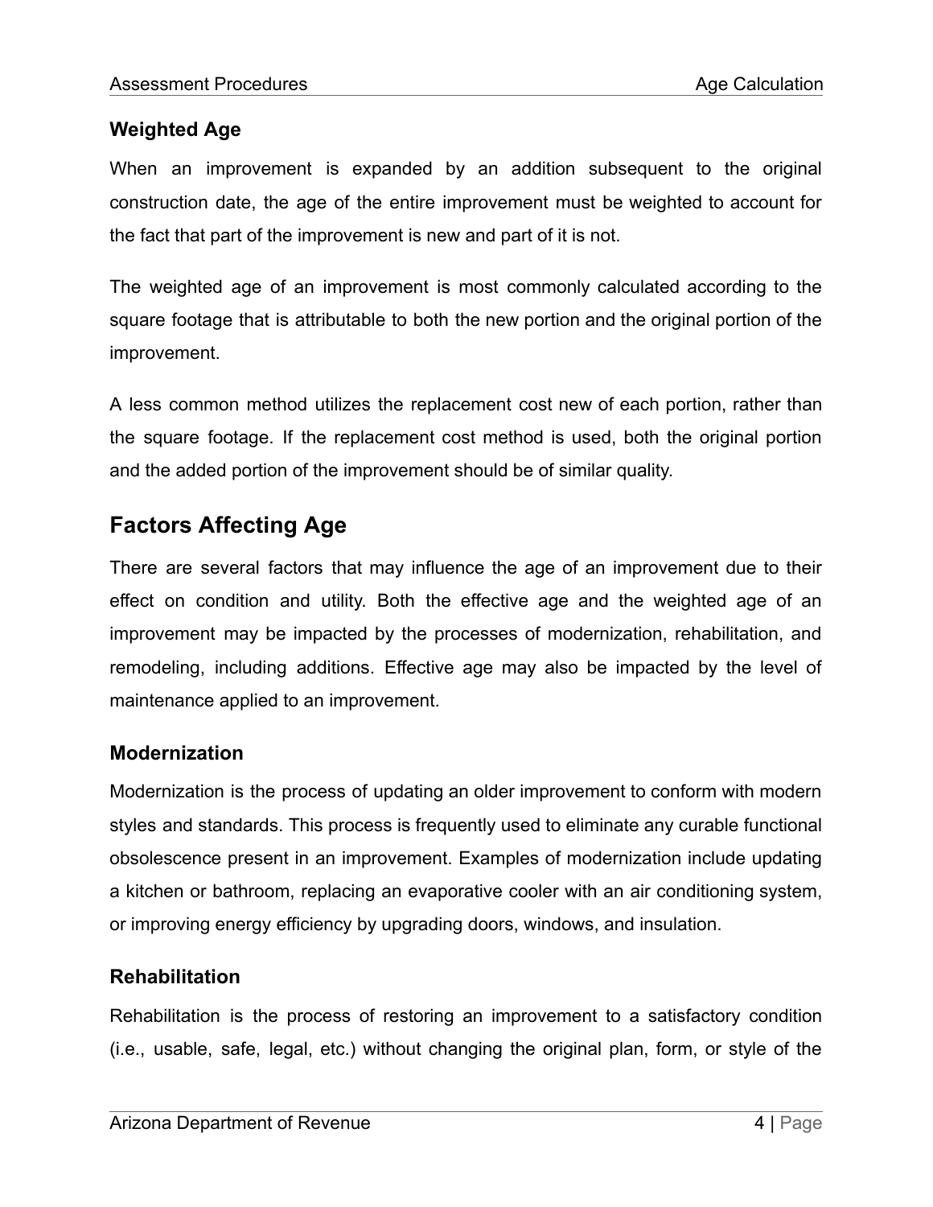### Weighted Age

When an improvement is expanded by an addition subsequent to the original construction date, the age of the entire improvement must be weighted to account for the fact that part of the improvement is new and part of it is not.

The weighted age of an improvement is most commonly calculated according to the square footage that is attributable to both the new portion and the original portion of the improvement.

A less common method utilizes the replacement cost new of each portion, rather than the square footage. If the replacement cost method is used, both the original portion and the added portion of the improvement should be of similar quality.

## Factors Affecting Age

There are several factors that may influence the age of an improvement due to their effect on condition and utility. Both the effective age and the weighted age of an improvement may be impacted by the processes of modernization, rehabilitation, and remodeling, including additions. Effective age may also be impacted by the level of maintenance applied to an improvement.

### Modernization

Modernization is the process of updating an older improvement to conform with modern styles and standards. This process is frequently used to eliminate any curable functional obsolescence present in an improvement. Examples of modernization include updating a kitchen or bathroom, replacing an evaporative cooler with an air conditioning system, or improving energy efficiency by upgrading doors, windows, and insulation.

### Rehabilitation

Rehabilitation is the process of restoring an improvement to a satisfactory condition (i.e., usable, safe, legal, etc.) without changing the original plan, form, or style of the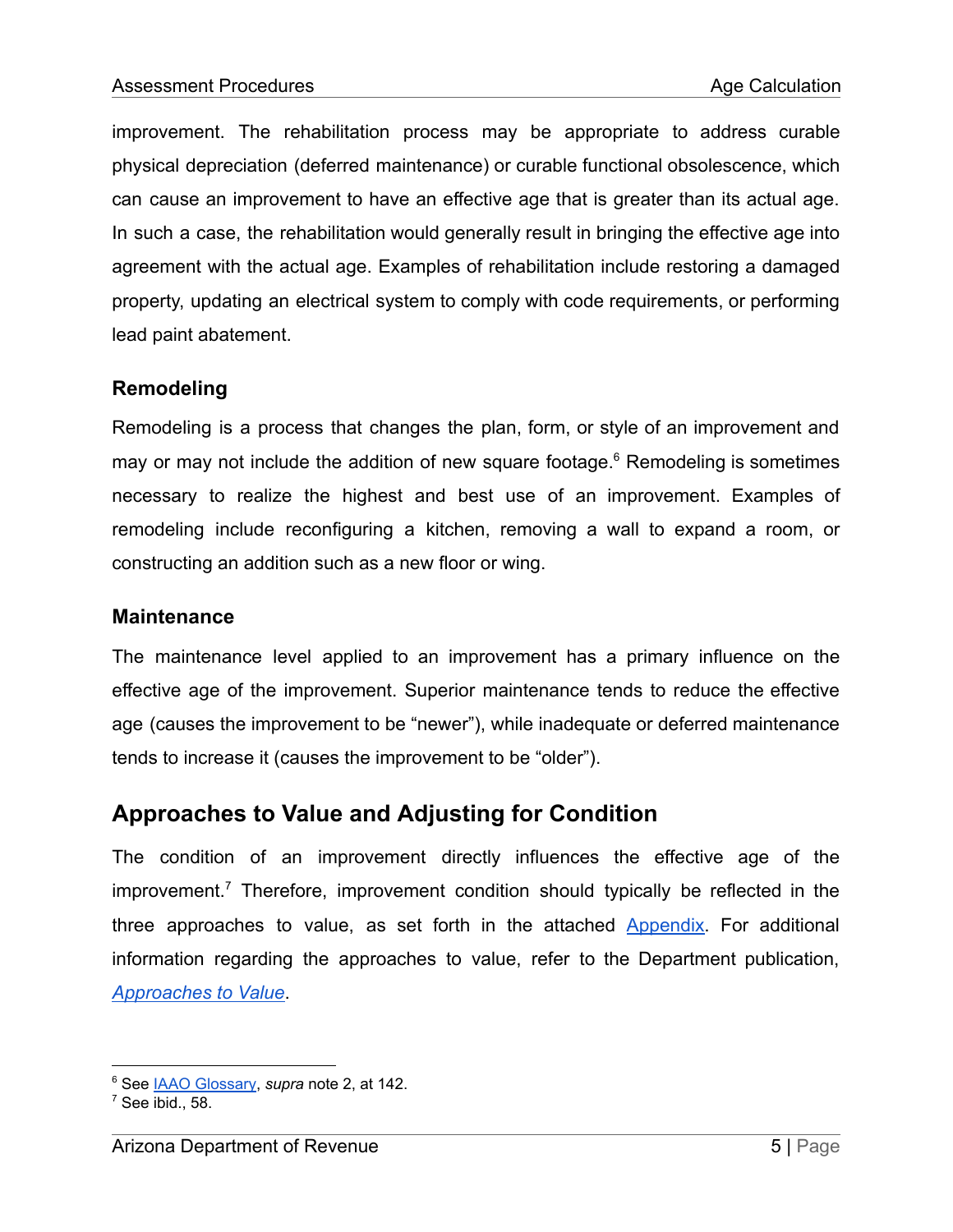improvement. The rehabilitation process may be appropriate to address curable physical depreciation (deferred maintenance) or curable functional obsolescence, which can cause an improvement to have an effective age that is greater than its actual age. In such a case, the rehabilitation would generally result in bringing the effective age into agreement with the actual age. Examples of rehabilitation include restoring a damaged property, updating an electrical system to comply with code requirements, or performing lead paint abatement.

### Remodeling

Remodeling is a process that changes the plan, form, or style of an improvement and may or may not include the addition of new square footage.[6] Remodeling is sometimes necessary to realize the highest and best use of an improvement. Examples of remodeling include reconfiguring a kitchen, removing a wall to expand a room, or constructing an addition such as a new floor or wing.

### Maintenance

The maintenance level applied to an improvement has a primary influence on the effective age of the improvement. Superior maintenance tends to reduce the effective age (causes the improvement to be "newer"), while inadequate or deferred maintenance tends to increase it (causes the improvement to be "older").

## Approaches to Value and Adjusting for Condition

The condition of an improvement directly influences the effective age of the improvement.[7] Therefore, improvement condition should typically be reflected in the three approaches to value, as set forth in the attached Appendix. For additional information regarding the approaches to value, refer to the Department publication, *Approaches to Value*.

---

[6] See IAAO Glossary, *supra* note 2, at 142.

[7] See ibid., 58.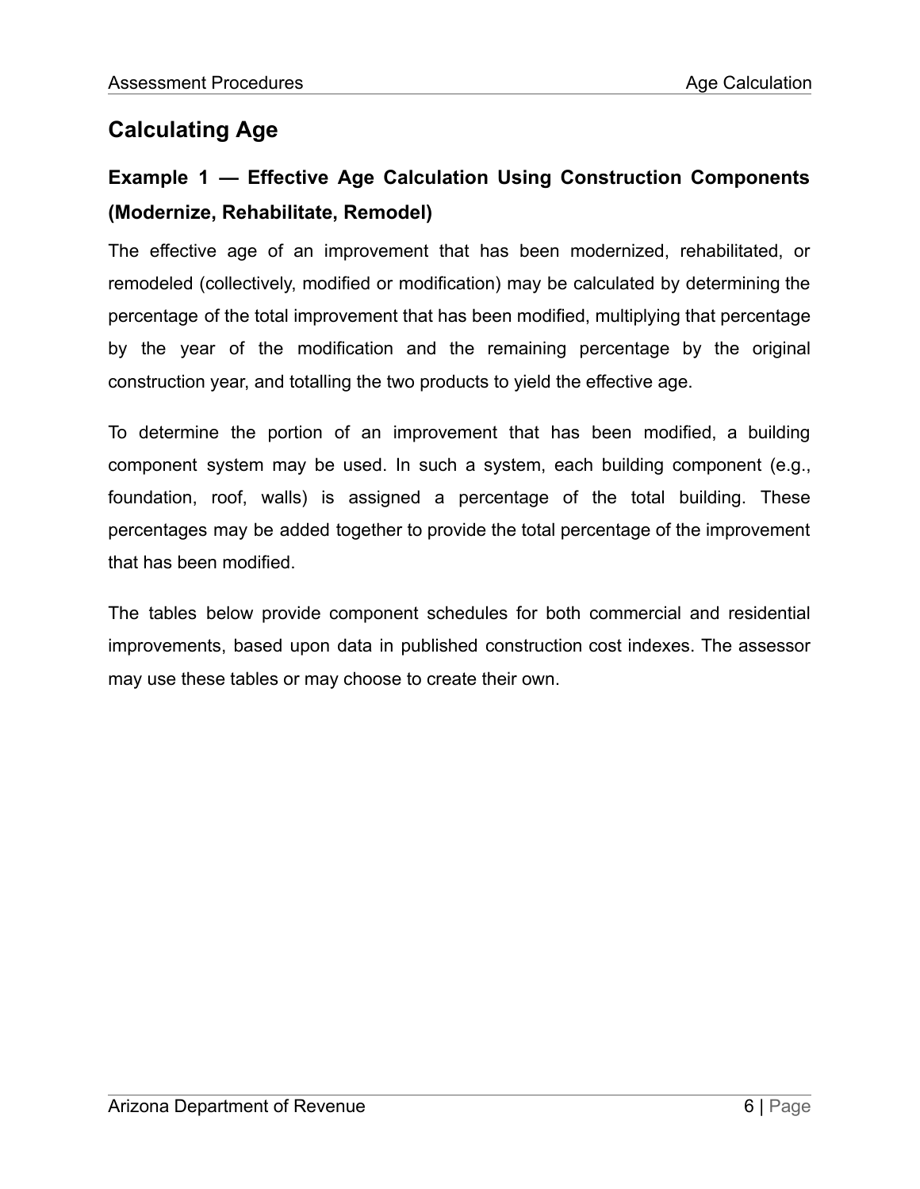# Calculating Age

## Example 1 — Effective Age Calculation Using Construction Components (Modernize, Rehabilitate, Remodel)

The effective age of an improvement that has been modernized, rehabilitated, or remodeled (collectively, modified or modification) may be calculated by determining the percentage of the total improvement that has been modified, multiplying that percentage by the year of the modification and the remaining percentage by the original construction year, and totalling the two products to yield the effective age.

To determine the portion of an improvement that has been modified, a building component system may be used. In such a system, each building component (e.g., foundation, roof, walls) is assigned a percentage of the total building. These percentages may be added together to provide the total percentage of the improvement that has been modified.

The tables below provide component schedules for both commercial and residential improvements, based upon data in published construction cost indexes. The assessor may use these tables or may choose to create their own.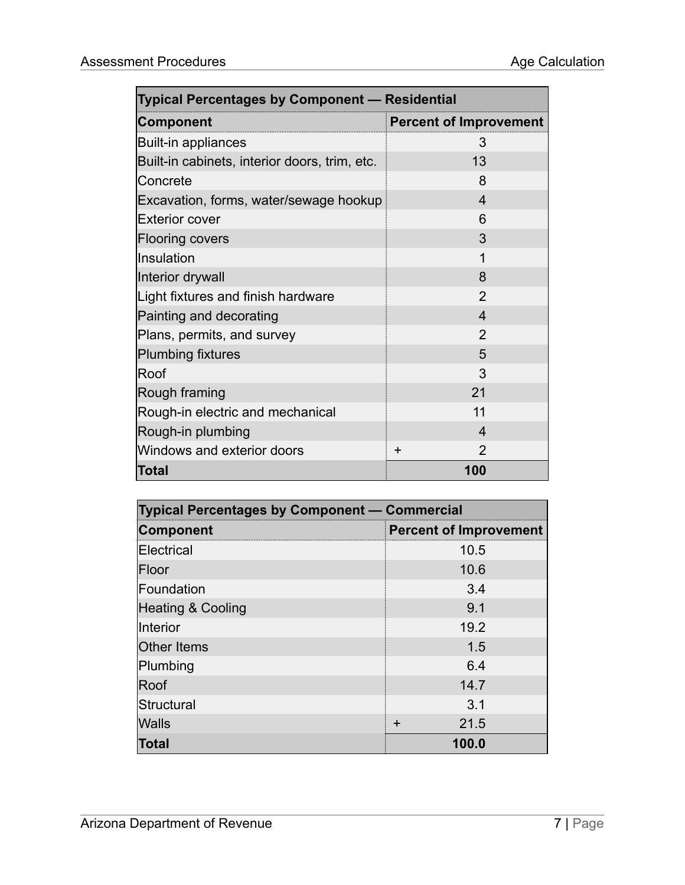| Typical Percentages by Component — Residential | |
|---|---|
| **Component** | **Percent of Improvement** |
| Built-in appliances | 3 |
| Built-in cabinets, interior doors, trim, etc. | 13 |
| Concrete | 8 |
| Excavation, forms, water/sewage hookup | 4 |
| Exterior cover | 6 |
| Flooring covers | 3 |
| Insulation | 1 |
| Interior drywall | 8 |
| Light fixtures and finish hardware | 2 |
| Painting and decorating | 4 |
| Plans, permits, and survey | 2 |
| Plumbing fixtures | 5 |
| Roof | 3 |
| Rough framing | 21 |
| Rough-in electric and mechanical | 11 |
| Rough-in plumbing | 4 |
| Windows and exterior doors | + 2 |
| **Total** | **100** |

| Typical Percentages by Component — Commercial | |
|---|---|
| **Component** | **Percent of Improvement** |
| Electrical | 10.5 |
| Floor | 10.6 |
| Foundation | 3.4 |
| Heating & Cooling | 9.1 |
| Interior | 19.2 |
| Other Items | 1.5 |
| Plumbing | 6.4 |
| Roof | 14.7 |
| Structural | 3.1 |
| Walls | + 21.5 |
| **Total** | **100.0** |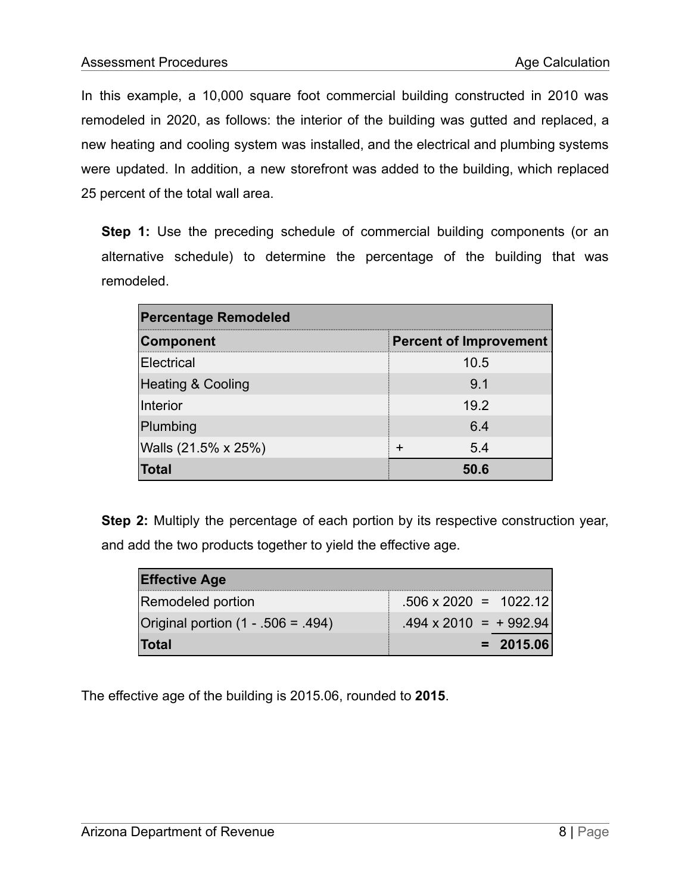In this example, a 10,000 square foot commercial building constructed in 2010 was remodeled in 2020, as follows: the interior of the building was gutted and replaced, a new heating and cooling system was installed, and the electrical and plumbing systems were updated. In addition, a new storefront was added to the building, which replaced 25 percent of the total wall area.

**Step 1:** Use the preceding schedule of commercial building components (or an alternative schedule) to determine the percentage of the building that was remodeled.

| **Percentage Remodeled** | |
|---|---|
| **Component** | **Percent of Improvement** |
| Electrical | 10.5 |
| Heating & Cooling | 9.1 |
| Interior | 19.2 |
| Plumbing | 6.4 |
| Walls (21.5% x 25%) | + 5.4 |
| **Total** | **50.6** |

**Step 2:** Multiply the percentage of each portion by its respective construction year, and add the two products together to yield the effective age.

| **Effective Age** | |
|---|---|
| Remodeled portion | .506 x 2020 = 1022.12 |
| Original portion (1 - .506 = .494) | .494 x 2010 = + 992.94 |
| **Total** | **= 2015.06** |

The effective age of the building is 2015.06, rounded to **2015**.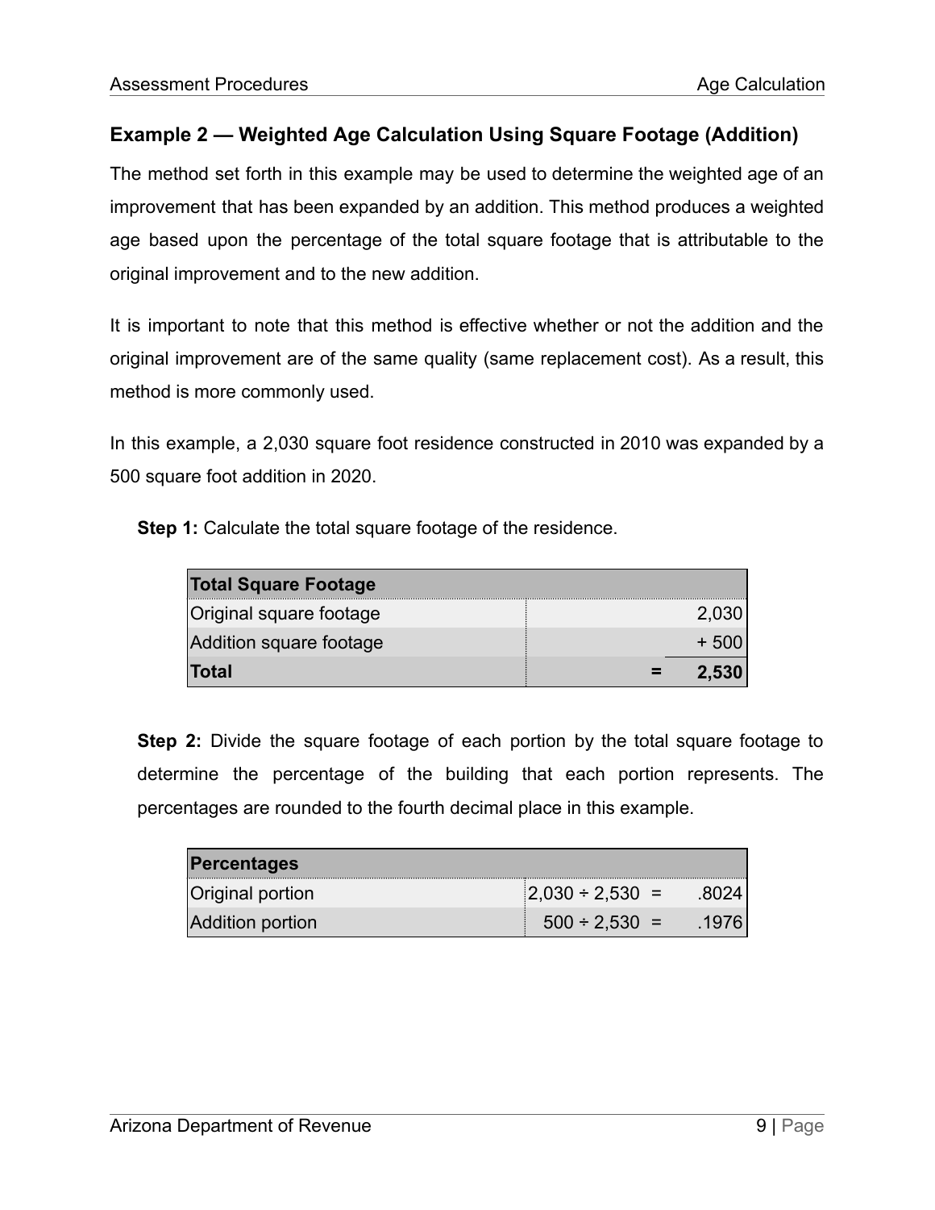## Example 2 — Weighted Age Calculation Using Square Footage (Addition)

The method set forth in this example may be used to determine the weighted age of an improvement that has been expanded by an addition. This method produces a weighted age based upon the percentage of the total square footage that is attributable to the original improvement and to the new addition.

It is important to note that this method is effective whether or not the addition and the original improvement are of the same quality (same replacement cost). As a result, this method is more commonly used.

In this example, a 2,030 square foot residence constructed in 2010 was expanded by a 500 square foot addition in 2020.

**Step 1:** Calculate the total square footage of the residence.

| Total Square Footage | | |
|---|---|---|
| Original square footage | | 2,030 |
| Addition square footage | | + 500 |
| **Total** | **=** | **2,530** |

**Step 2:** Divide the square footage of each portion by the total square footage to determine the percentage of the building that each portion represents. The percentages are rounded to the fourth decimal place in this example.

| Percentages | | |
|---|---|---|
| Original portion | 2,030 ÷ 2,530 = | .8024 |
| Addition portion | 500 ÷ 2,530 = | .1976 |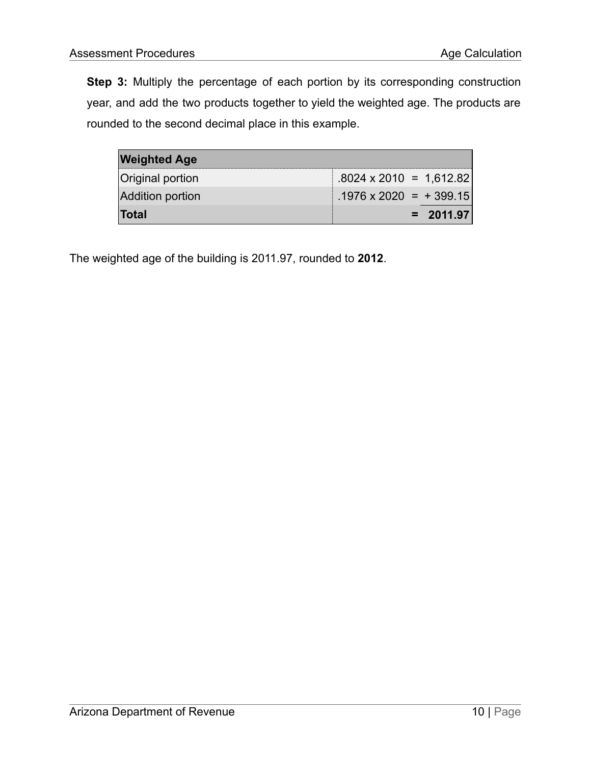**Step 3:** Multiply the percentage of each portion by its corresponding construction year, and add the two products together to yield the weighted age. The products are rounded to the second decimal place in this example.

| Weighted Age | |
|---|---|
| Original portion | .8024 x 2010 = 1,612.82 |
| Addition portion | .1976 x 2020 = + 399.15 |
| **Total** | **= 2011.97** |

The weighted age of the building is 2011.97, rounded to **2012**.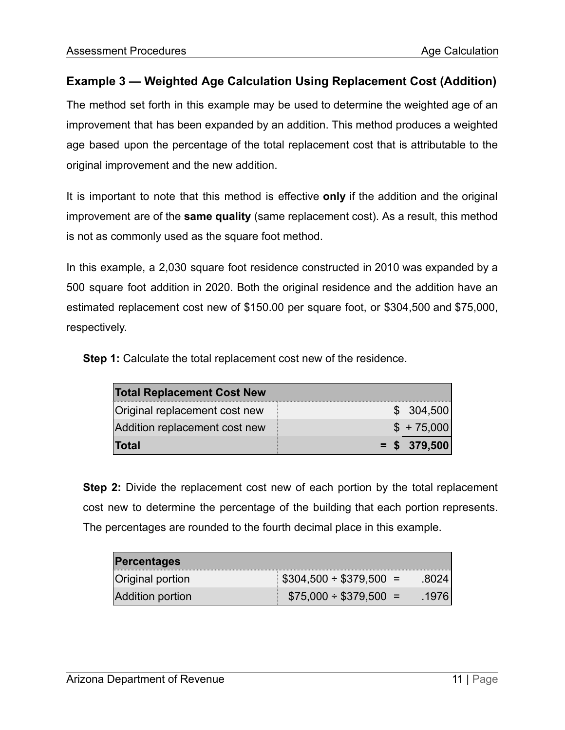## Example 3 — Weighted Age Calculation Using Replacement Cost (Addition)

The method set forth in this example may be used to determine the weighted age of an improvement that has been expanded by an addition. This method produces a weighted age based upon the percentage of the total replacement cost that is attributable to the original improvement and the new addition.

It is important to note that this method is effective **only** if the addition and the original improvement are of the **same quality** (same replacement cost). As a result, this method is not as commonly used as the square foot method.

In this example, a 2,030 square foot residence constructed in 2010 was expanded by a 500 square foot addition in 2020. Both the original residence and the addition have an estimated replacement cost new of $150.00 per square foot, or $304,500 and $75,000, respectively.

**Step 1:** Calculate the total replacement cost new of the residence.

| **Total Replacement Cost New** | |
|---|---|
| Original replacement cost new | $ 304,500 |
| Addition replacement cost new | $ + 75,000 |
| **Total** | **= $ 379,500** |

**Step 2:** Divide the replacement cost new of each portion by the total replacement cost new to determine the percentage of the building that each portion represents. The percentages are rounded to the fourth decimal place in this example.

| **Percentages** | |
|---|---|
| Original portion | $304,500 ÷ $379,500 = .8024 |
| Addition portion | $75,000 ÷ $379,500 = .1976 |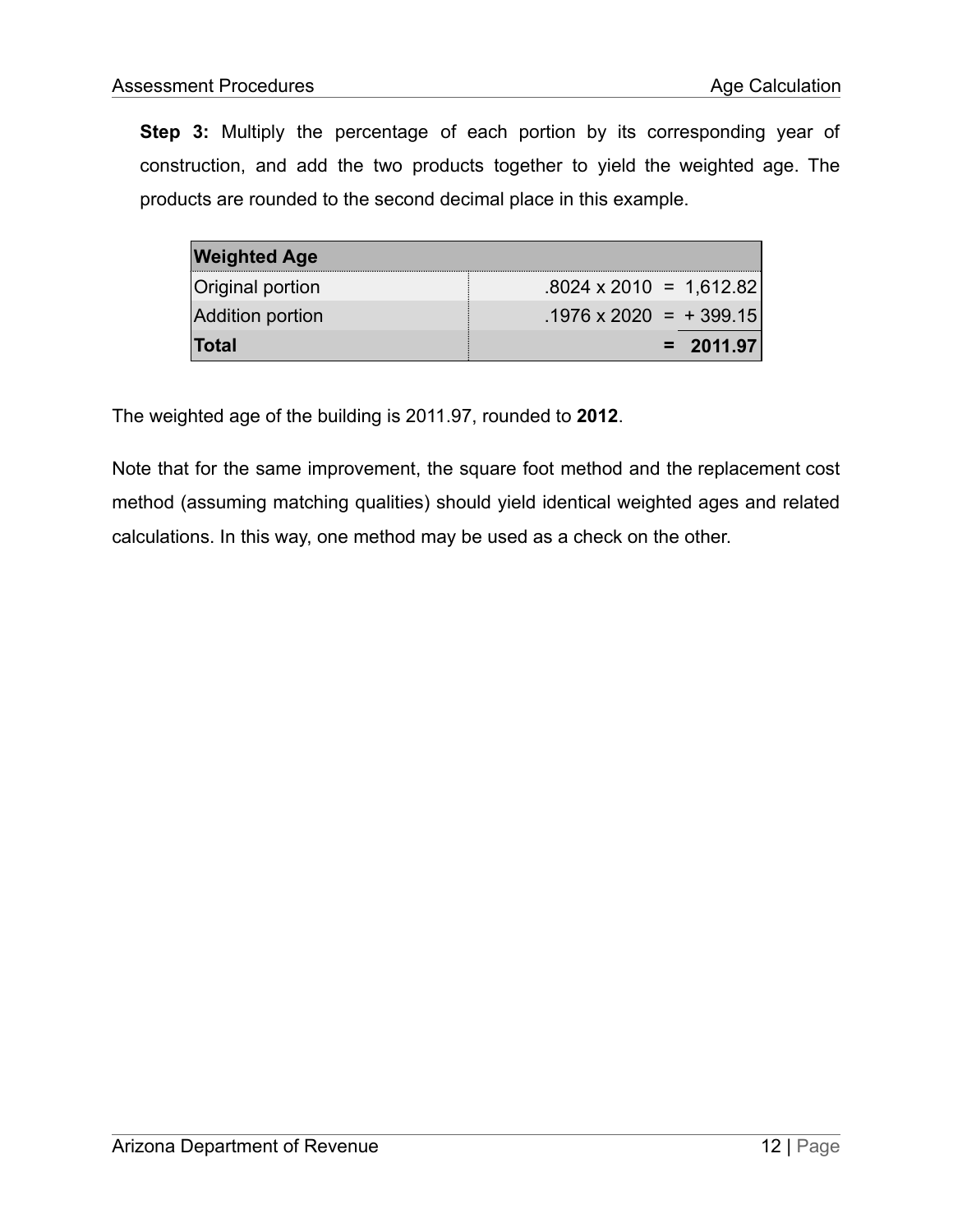**Step 3:** Multiply the percentage of each portion by its corresponding year of construction, and add the two products together to yield the weighted age. The products are rounded to the second decimal place in this example.

| **Weighted Age** | |
|---|---|
| Original portion | .8024 x 2010 = 1,612.82 |
| Addition portion | .1976 x 2020 = + 399.15 |
| **Total** | **= 2011.97** |

The weighted age of the building is 2011.97, rounded to **2012**.

Note that for the same improvement, the square foot method and the replacement cost method (assuming matching qualities) should yield identical weighted ages and related calculations. In this way, one method may be used as a check on the other.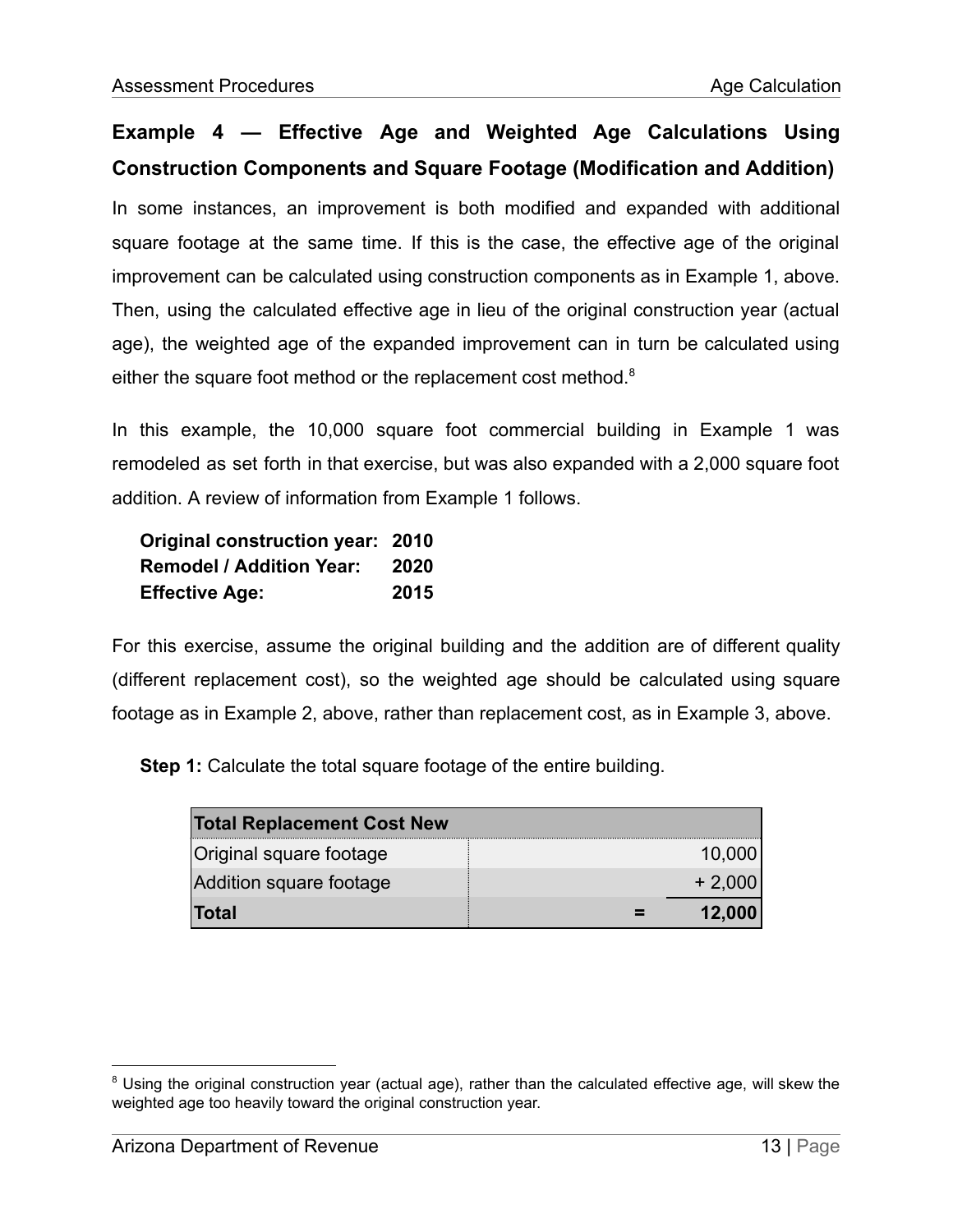### Example 4 — Effective Age and Weighted Age Calculations Using Construction Components and Square Footage (Modification and Addition)

In some instances, an improvement is both modified and expanded with additional square footage at the same time. If this is the case, the effective age of the original improvement can be calculated using construction components as in Example 1, above. Then, using the calculated effective age in lieu of the original construction year (actual age), the weighted age of the expanded improvement can in turn be calculated using either the square foot method or the replacement cost method.[8]

In this example, the 10,000 square foot commercial building in Example 1 was remodeled as set forth in that exercise, but was also expanded with a 2,000 square foot addition. A review of information from Example 1 follows.

**Original construction year: 2010**
**Remodel / Addition Year: 2020**
**Effective Age: 2015**

For this exercise, assume the original building and the addition are of different quality (different replacement cost), so the weighted age should be calculated using square footage as in Example 2, above, rather than replacement cost, as in Example 3, above.

**Step 1:** Calculate the total square footage of the entire building.

| Total Replacement Cost New | | |
|---|---|---|
| Original square footage | | 10,000 |
| Addition square footage | | + 2,000 |
| **Total** | **=** | **12,000** |

[8] Using the original construction year (actual age), rather than the calculated effective age, will skew the weighted age too heavily toward the original construction year.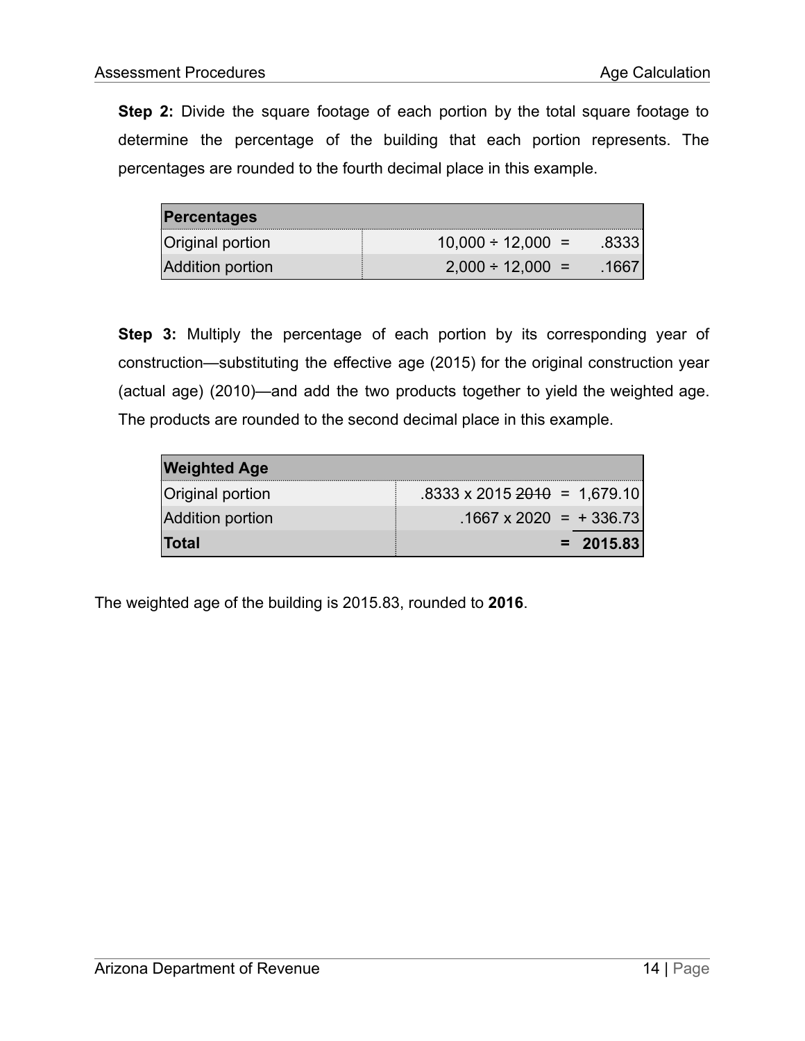**Step 2:** Divide the square footage of each portion by the total square footage to determine the percentage of the building that each portion represents. The percentages are rounded to the fourth decimal place in this example.

| Percentages | | |
|---|---|---|
| Original portion | 10,000 ÷ 12,000 = | .8333 |
| Addition portion | 2,000 ÷ 12,000 = | .1667 |

**Step 3:** Multiply the percentage of each portion by its corresponding year of construction—substituting the effective age (2015) for the original construction year (actual age) (2010)—and add the two products together to yield the weighted age. The products are rounded to the second decimal place in this example.

| Weighted Age | | |
|---|---|---|
| Original portion | .8333 x 2015 ~~2010~~ = | 1,679.10 |
| Addition portion | .1667 x 2020 = | + 336.73 |
| **Total** | **=** | **2015.83** |

The weighted age of the building is 2015.83, rounded to **2016**.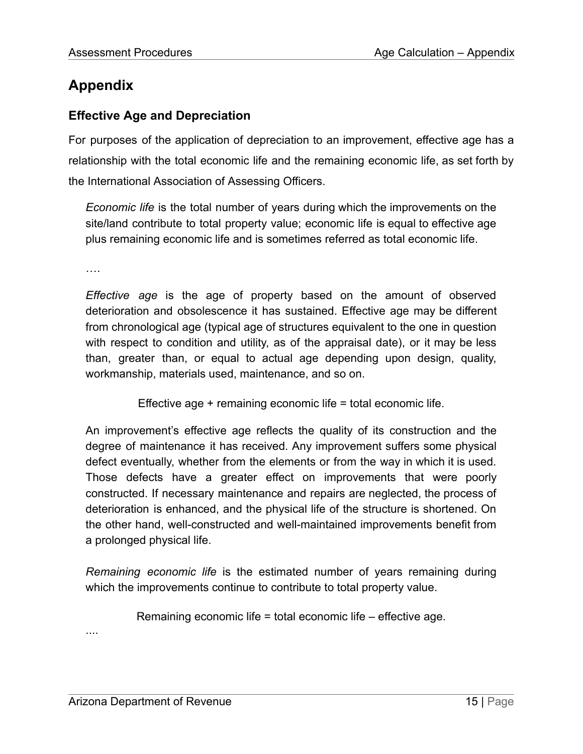# Appendix

## Effective Age and Depreciation

For purposes of the application of depreciation to an improvement, effective age has a relationship with the total economic life and the remaining economic life, as set forth by the International Association of Assessing Officers.

> *Economic life* is the total number of years during which the improvements on the site/land contribute to total property value; economic life is equal to effective age plus remaining economic life and is sometimes referred as total economic life.
>
> ….
>
> *Effective age* is the age of property based on the amount of observed deterioration and obsolescence it has sustained. Effective age may be different from chronological age (typical age of structures equivalent to the one in question with respect to condition and utility, as of the appraisal date), or it may be less than, greater than, or equal to actual age depending upon design, quality, workmanship, materials used, maintenance, and so on.
>
> Effective age + remaining economic life = total economic life.
>
> An improvement's effective age reflects the quality of its construction and the degree of maintenance it has received. Any improvement suffers some physical defect eventually, whether from the elements or from the way in which it is used. Those defects have a greater effect on improvements that were poorly constructed. If necessary maintenance and repairs are neglected, the process of deterioration is enhanced, and the physical life of the structure is shortened. On the other hand, well-constructed and well-maintained improvements benefit from a prolonged physical life.
>
> *Remaining economic life* is the estimated number of years remaining during which the improvements continue to contribute to total property value.
>
> Remaining economic life = total economic life – effective age.

....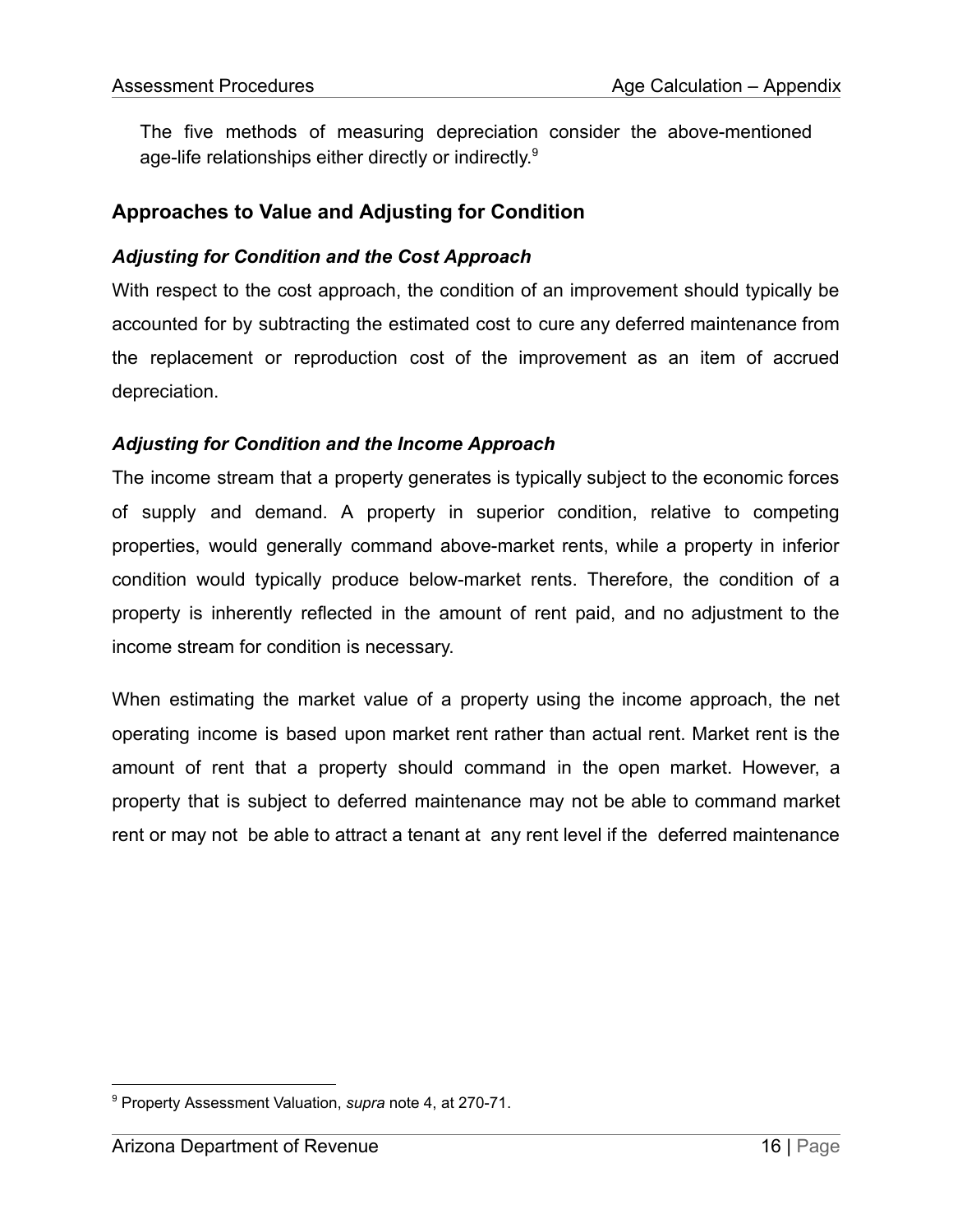The five methods of measuring depreciation consider the above-mentioned age-life relationships either directly or indirectly.[9]

## Approaches to Value and Adjusting for Condition

### *Adjusting for Condition and the Cost Approach*

With respect to the cost approach, the condition of an improvement should typically be accounted for by subtracting the estimated cost to cure any deferred maintenance from the replacement or reproduction cost of the improvement as an item of accrued depreciation.

### *Adjusting for Condition and the Income Approach*

The income stream that a property generates is typically subject to the economic forces of supply and demand. A property in superior condition, relative to competing properties, would generally command above-market rents, while a property in inferior condition would typically produce below-market rents. Therefore, the condition of a property is inherently reflected in the amount of rent paid, and no adjustment to the income stream for condition is necessary.

When estimating the market value of a property using the income approach, the net operating income is based upon market rent rather than actual rent. Market rent is the amount of rent that a property should command in the open market. However, a property that is subject to deferred maintenance may not be able to command market rent or may not be able to attract a tenant at any rent level if the deferred maintenance

[9] Property Assessment Valuation, *supra* note 4, at 270-71.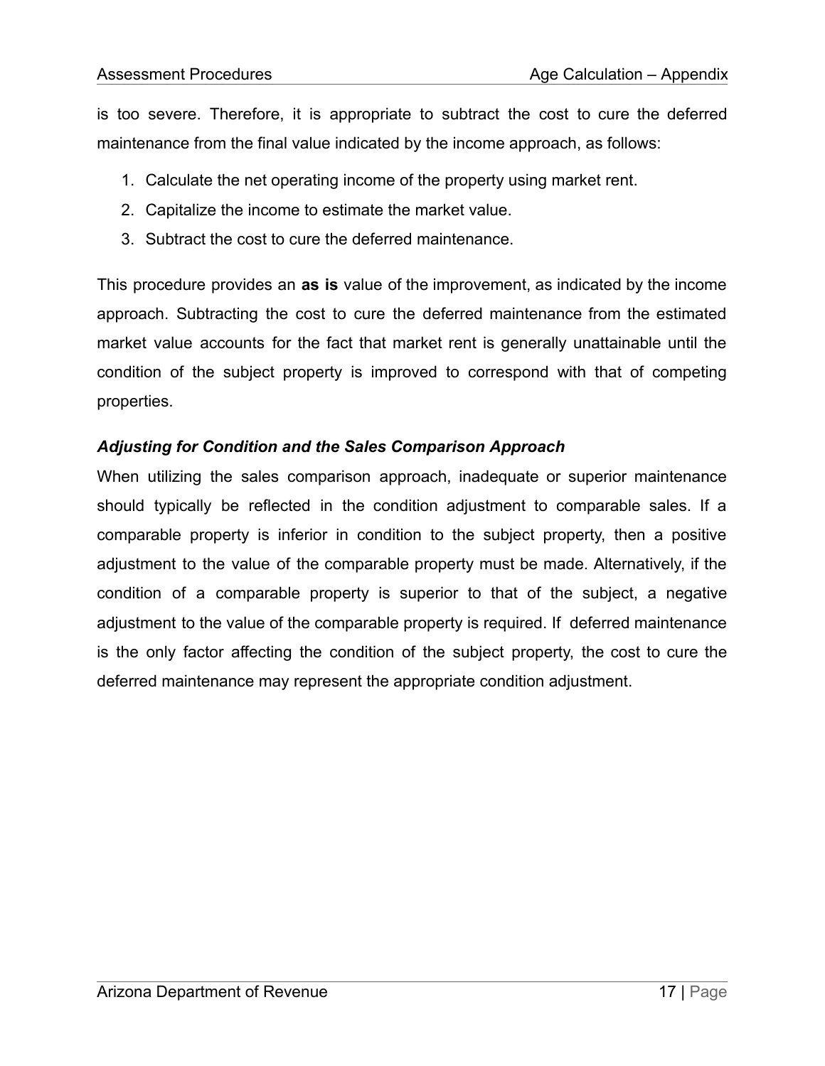is too severe. Therefore, it is appropriate to subtract the cost to cure the deferred maintenance from the final value indicated by the income approach, as follows:

1. Calculate the net operating income of the property using market rent.
2. Capitalize the income to estimate the market value.
3. Subtract the cost to cure the deferred maintenance.

This procedure provides an **as is** value of the improvement, as indicated by the income approach. Subtracting the cost to cure the deferred maintenance from the estimated market value accounts for the fact that market rent is generally unattainable until the condition of the subject property is improved to correspond with that of competing properties.

### *Adjusting for Condition and the Sales Comparison Approach*

When utilizing the sales comparison approach, inadequate or superior maintenance should typically be reflected in the condition adjustment to comparable sales. If a comparable property is inferior in condition to the subject property, then a positive adjustment to the value of the comparable property must be made. Alternatively, if the condition of a comparable property is superior to that of the subject, a negative adjustment to the value of the comparable property is required. If deferred maintenance is the only factor affecting the condition of the subject property, the cost to cure the deferred maintenance may represent the appropriate condition adjustment.